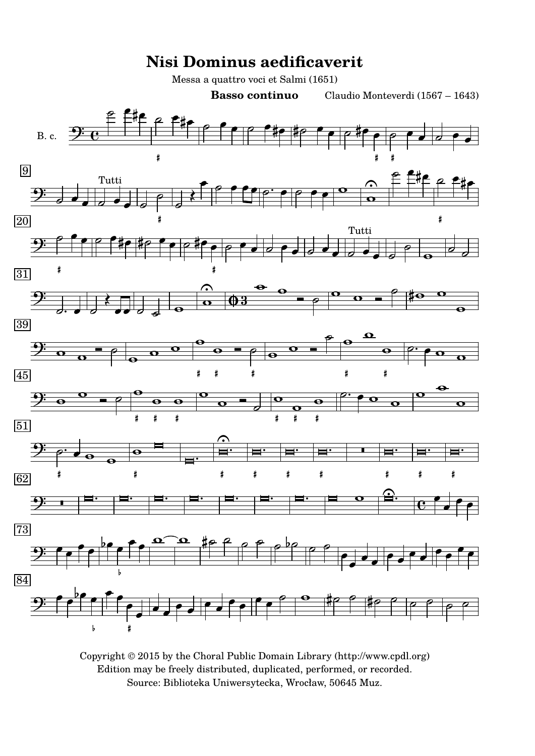# Nisi Dominus aedificaverit

Messa a quattro voci et Salmi (1651)

**Basso continuo** Claudio Monteverdi (1567 – 1643)

Copyright © 2015 by the Choral Public Domain Library (http://www.cpdl.org)
Edition may be freely distributed, duplicated, performed, or recorded.
Source: Biblioteka Uniwersytecka, Wrocław, 50645 Muz.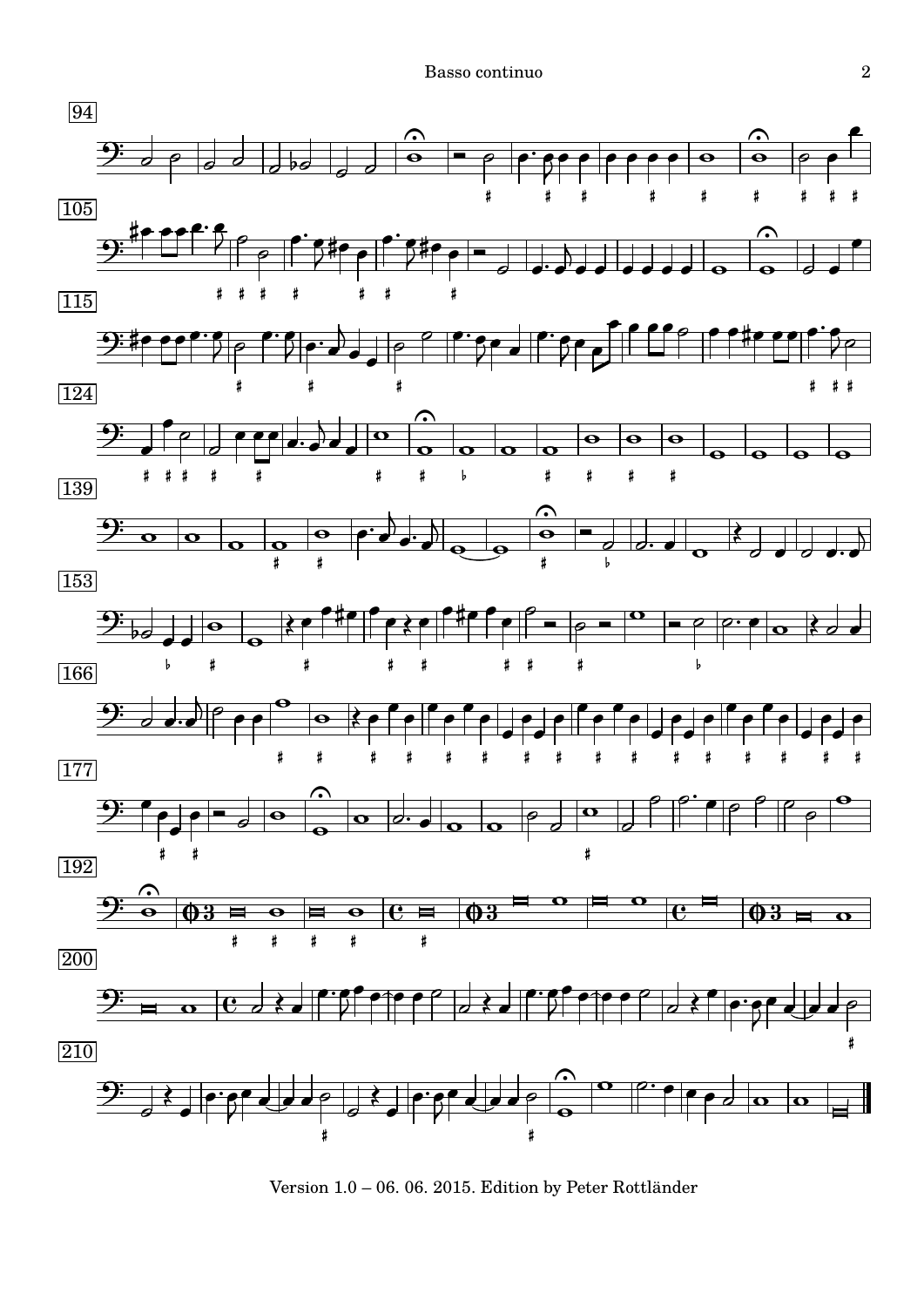Version 1.0 – 06. 06. 2015. Edition by Peter Rottländer